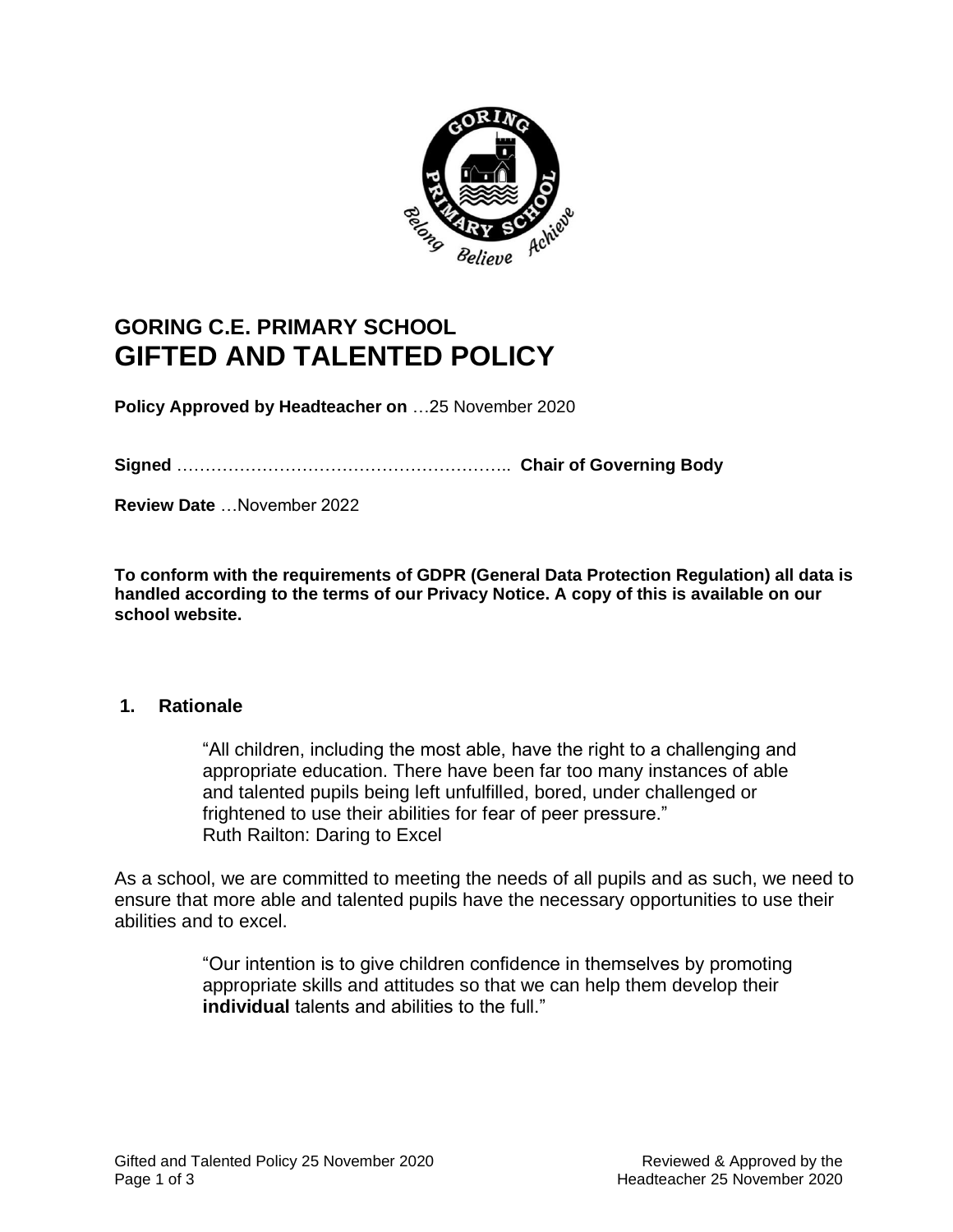# GORING C.E. PRIMARY SCHOOL
# GIFTED AND TALENTED POLICY

**Policy Approved by Headteacher on** …25 November 2020

**Signed** ………………………………………………….. **Chair of Governing Body**

**Review Date** …November 2022

**To conform with the requirements of GDPR (General Data Protection Regulation) all data is handled according to the terms of our Privacy Notice. A copy of this is available on our school website.**

## 1. Rationale

> "All children, including the most able, have the right to a challenging and appropriate education. There have been far too many instances of able and talented pupils being left unfulfilled, bored, under challenged or frightened to use their abilities for fear of peer pressure."
> Ruth Railton: Daring to Excel

As a school, we are committed to meeting the needs of all pupils and as such, we need to ensure that more able and talented pupils have the necessary opportunities to use their abilities and to excel.

> "Our intention is to give children confidence in themselves by promoting appropriate skills and attitudes so that we can help them develop their **individual** talents and abilities to the full."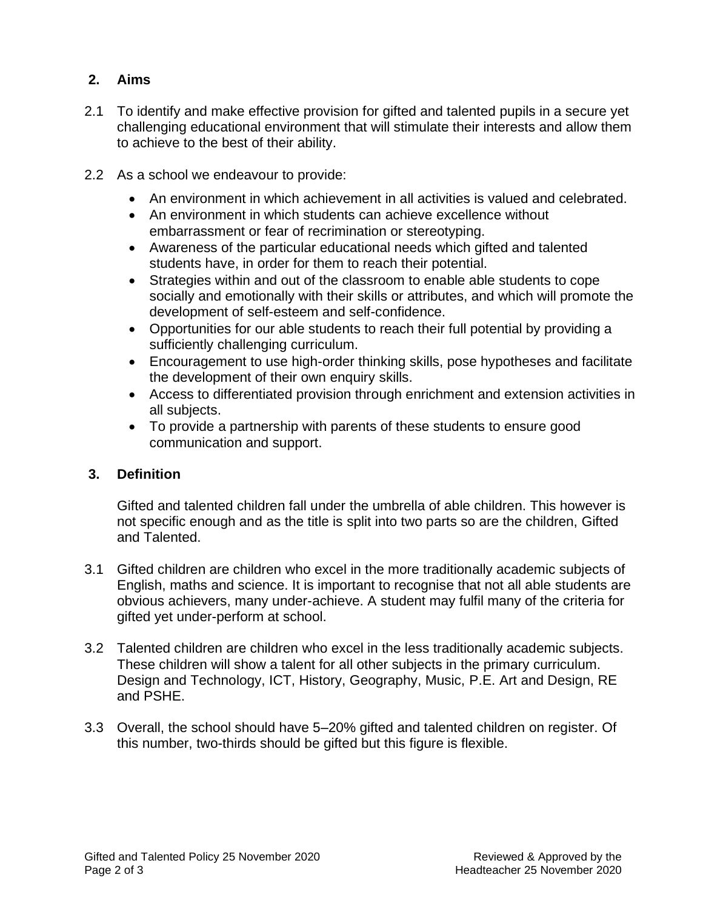## 2. Aims

2.1 To identify and make effective provision for gifted and talented pupils in a secure yet challenging educational environment that will stimulate their interests and allow them to achieve to the best of their ability.

2.2 As a school we endeavour to provide:

- An environment in which achievement in all activities is valued and celebrated.
- An environment in which students can achieve excellence without embarrassment or fear of recrimination or stereotyping.
- Awareness of the particular educational needs which gifted and talented students have, in order for them to reach their potential.
- Strategies within and out of the classroom to enable able students to cope socially and emotionally with their skills or attributes, and which will promote the development of self-esteem and self-confidence.
- Opportunities for our able students to reach their full potential by providing a sufficiently challenging curriculum.
- Encouragement to use high-order thinking skills, pose hypotheses and facilitate the development of their own enquiry skills.
- Access to differentiated provision through enrichment and extension activities in all subjects.
- To provide a partnership with parents of these students to ensure good communication and support.

## 3. Definition

Gifted and talented children fall under the umbrella of able children. This however is not specific enough and as the title is split into two parts so are the children, Gifted and Talented.

3.1 Gifted children are children who excel in the more traditionally academic subjects of English, maths and science. It is important to recognise that not all able students are obvious achievers, many under-achieve. A student may fulfil many of the criteria for gifted yet under-perform at school.

3.2 Talented children are children who excel in the less traditionally academic subjects. These children will show a talent for all other subjects in the primary curriculum. Design and Technology, ICT, History, Geography, Music, P.E. Art and Design, RE and PSHE.

3.3 Overall, the school should have 5–20% gifted and talented children on register. Of this number, two-thirds should be gifted but this figure is flexible.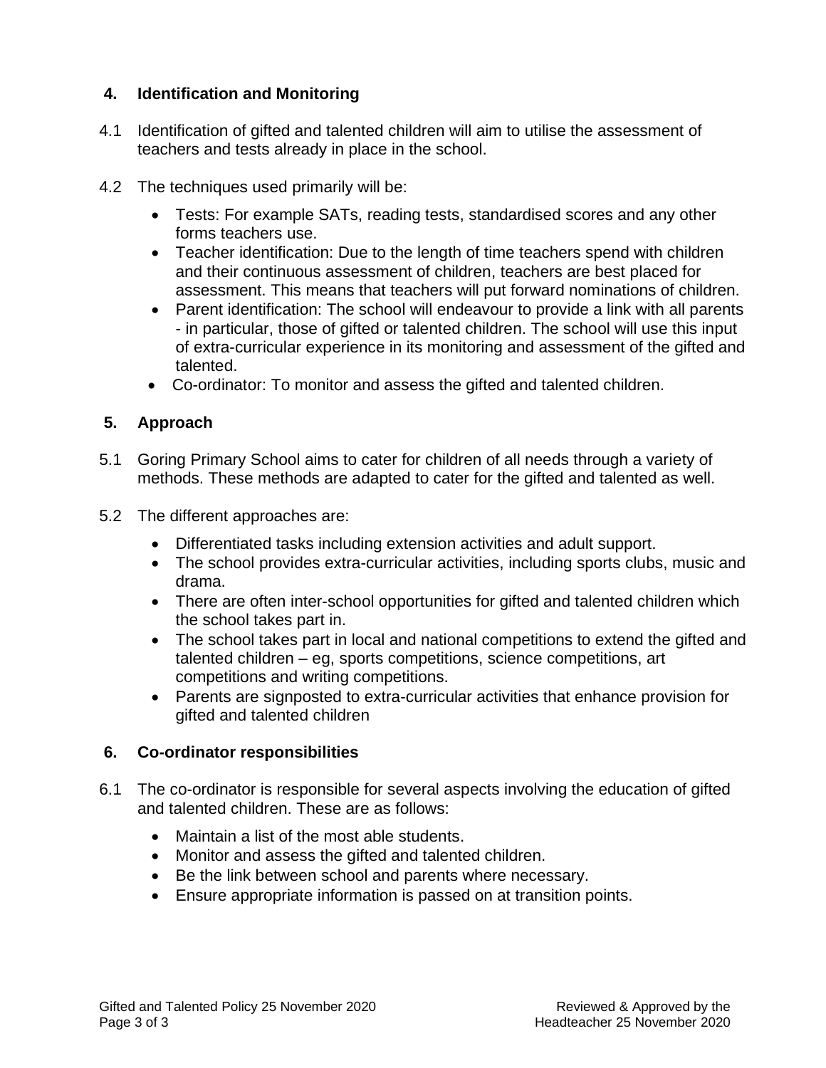## 4. Identification and Monitoring

4.1 Identification of gifted and talented children will aim to utilise the assessment of teachers and tests already in place in the school.

4.2 The techniques used primarily will be:

- Tests: For example SATs, reading tests, standardised scores and any other forms teachers use.
- Teacher identification: Due to the length of time teachers spend with children and their continuous assessment of children, teachers are best placed for assessment. This means that teachers will put forward nominations of children.
- Parent identification: The school will endeavour to provide a link with all parents - in particular, those of gifted or talented children. The school will use this input of extra-curricular experience in its monitoring and assessment of the gifted and talented.
- Co-ordinator: To monitor and assess the gifted and talented children.

## 5. Approach

5.1 Goring Primary School aims to cater for children of all needs through a variety of methods. These methods are adapted to cater for the gifted and talented as well.

5.2 The different approaches are:

- Differentiated tasks including extension activities and adult support.
- The school provides extra-curricular activities, including sports clubs, music and drama.
- There are often inter-school opportunities for gifted and talented children which the school takes part in.
- The school takes part in local and national competitions to extend the gifted and talented children – eg, sports competitions, science competitions, art competitions and writing competitions.
- Parents are signposted to extra-curricular activities that enhance provision for gifted and talented children

## 6. Co-ordinator responsibilities

6.1 The co-ordinator is responsible for several aspects involving the education of gifted and talented children. These are as follows:

- Maintain a list of the most able students.
- Monitor and assess the gifted and talented children.
- Be the link between school and parents where necessary.
- Ensure appropriate information is passed on at transition points.